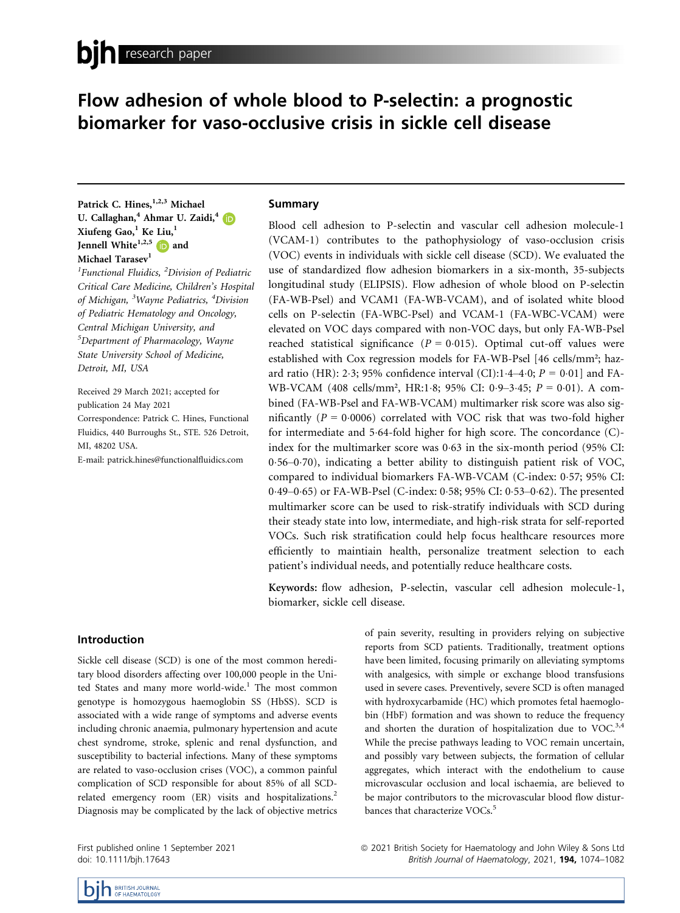# Flow adhesion of whole blood to P-selectin: a prognostic biomarker for vaso-occlusive crisis in sickle cell disease

Patrick C. Hines,[1,2,3] Michael U. Callaghan,[4] Ahmar U. Zaidi,[4] Xiufeng Gao,[1] Ke Liu,[1] Jennell White[1,2,5] and Michael Tarasev[1]

[1]Functional Fluidics, [2]Division of Pediatric Critical Care Medicine, Children's Hospital of Michigan, [3]Wayne Pediatrics, [4]Division of Pediatric Hematology and Oncology, Central Michigan University, and [5]Department of Pharmacology, Wayne State University School of Medicine, Detroit, MI, USA

Received 29 March 2021; accepted for publication 24 May 2021

Correspondence: Patrick C. Hines, Functional Fluidics, 440 Burroughs St., STE. 526 Detroit, MI, 48202 USA.

E-mail: patrick.hines@functionalfluidics.com

## Summary

Blood cell adhesion to P-selectin and vascular cell adhesion molecule-1 (VCAM-1) contributes to the pathophysiology of vaso-occlusion crisis (VOC) events in individuals with sickle cell disease (SCD). We evaluated the use of standardized flow adhesion biomarkers in a six-month, 35-subjects longitudinal study (ELIPSIS). Flow adhesion of whole blood on P-selectin (FA-WB-Psel) and VCAM1 (FA-WB-VCAM), and of isolated white blood cells on P-selectin (FA-WBC-Psel) and VCAM-1 (FA-WBC-VCAM) were elevated on VOC days compared with non-VOC days, but only FA-WB-Psel reached statistical significance ($P = 0{\cdot}015$). Optimal cut-off values were established with Cox regression models for FA-WB-Psel [46 cells/mm²; hazard ratio (HR): 2·3; 95% confidence interval (CI):1·4–4·0; $P = 0{\cdot}01$] and FA-WB-VCAM (408 cells/mm², HR:1·8; 95% CI: 0·9–3·45; $P = 0{\cdot}01$). A combined (FA-WB-Psel and FA-WB-VCAM) multimarker risk score was also significantly ($P = 0{\cdot}0006$) correlated with VOC risk that was two-fold higher for intermediate and 5·64-fold higher for high score. The concordance (C)-index for the multimarker score was 0·63 in the six-month period (95% CI: 0·56–0·70), indicating a better ability to distinguish patient risk of VOC, compared to individual biomarkers FA-WB-VCAM (C-index: 0·57; 95% CI: 0·49–0·65) or FA-WB-Psel (C-index: 0·58; 95% CI: 0·53–0·62). The presented multimarker score can be used to risk-stratify individuals with SCD during their steady state into low, intermediate, and high-risk strata for self-reported VOCs. Such risk stratification could help focus healthcare resources more efficiently to maintiain health, personalize treatment selection to each patient's individual needs, and potentially reduce healthcare costs.

**Keywords:** flow adhesion, P-selectin, vascular cell adhesion molecule-1, biomarker, sickle cell disease.

## Introduction

Sickle cell disease (SCD) is one of the most common hereditary blood disorders affecting over 100,000 people in the United States and many more world-wide.[1] The most common genotype is homozygous haemoglobin SS (HbSS). SCD is associated with a wide range of symptoms and adverse events including chronic anaemia, pulmonary hypertension and acute chest syndrome, stroke, splenic and renal dysfunction, and susceptibility to bacterial infections. Many of these symptoms are related to vaso-occlusion crises (VOC), a common painful complication of SCD responsible for about 85% of all SCD-related emergency room (ER) visits and hospitalizations.[2] Diagnosis may be complicated by the lack of objective metrics of pain severity, resulting in providers relying on subjective reports from SCD patients. Traditionally, treatment options have been limited, focusing primarily on alleviating symptoms with analgesics, with simple or exchange blood transfusions used in severe cases. Preventively, severe SCD is often managed with hydroxycarbamide (HC) which promotes fetal haemoglobin (HbF) formation and was shown to reduce the frequency and shorten the duration of hospitalization due to VOC.[3,4] While the precise pathways leading to VOC remain uncertain, and possibly vary between subjects, the formation of cellular aggregates, which interact with the endothelium to cause microvascular occlusion and local ischaemia, are believed to be major contributors to the microvascular blood flow disturbances that characterize VOCs.[5]

First published online 1 September 2021
doi: 10.1111/bjh.17643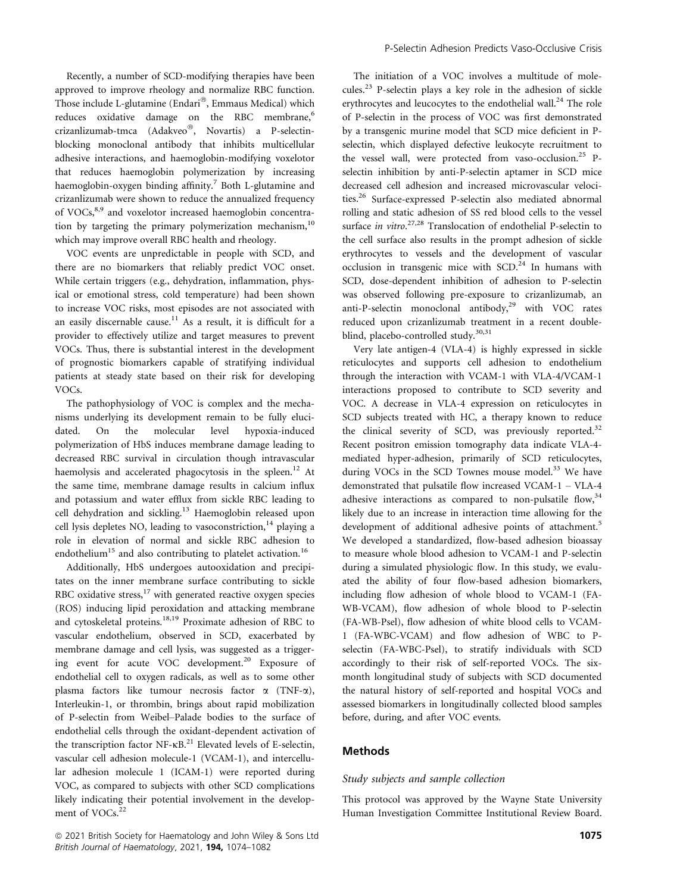Recently, a number of SCD-modifying therapies have been approved to improve rheology and normalize RBC function. Those include L-glutamine (Endari®, Emmaus Medical) which reduces oxidative damage on the RBC membrane,[6] crizanlizumab-tmca (Adakveo®, Novartis) a P-selectin-blocking monoclonal antibody that inhibits multicellular adhesive interactions, and haemoglobin-modifying voxelotor that reduces haemoglobin polymerization by increasing haemoglobin-oxygen binding affinity.[7] Both L-glutamine and crizanlizumab were shown to reduce the annualized frequency of VOCs,[8,9] and voxelotor increased haemoglobin concentration by targeting the primary polymerization mechanism,[10] which may improve overall RBC health and rheology.

VOC events are unpredictable in people with SCD, and there are no biomarkers that reliably predict VOC onset. While certain triggers (e.g., dehydration, inflammation, physical or emotional stress, cold temperature) had been shown to increase VOC risks, most episodes are not associated with an easily discernable cause.[11] As a result, it is difficult for a provider to effectively utilize and target measures to prevent VOCs. Thus, there is substantial interest in the development of prognostic biomarkers capable of stratifying individual patients at steady state based on their risk for developing VOCs.

The pathophysiology of VOC is complex and the mechanisms underlying its development remain to be fully elucidated. On the molecular level hypoxia-induced polymerization of HbS induces membrane damage leading to decreased RBC survival in circulation though intravascular haemolysis and accelerated phagocytosis in the spleen.[12] At the same time, membrane damage results in calcium influx and potassium and water efflux from sickle RBC leading to cell dehydration and sickling.[13] Haemoglobin released upon cell lysis depletes NO, leading to vasoconstriction,[14] playing a role in elevation of normal and sickle RBC adhesion to endothelium[15] and also contributing to platelet activation.[16]

Additionally, HbS undergoes autooxidation and precipitates on the inner membrane surface contributing to sickle RBC oxidative stress,[17] with generated reactive oxygen species (ROS) inducing lipid peroxidation and attacking membrane and cytoskeletal proteins.[18,19] Proximate adhesion of RBC to vascular endothelium, observed in SCD, exacerbated by membrane damage and cell lysis, was suggested as a triggering event for acute VOC development.[20] Exposure of endothelial cell to oxygen radicals, as well as to some other plasma factors like tumour necrosis factor α (TNF-α), Interleukin-1, or thrombin, brings about rapid mobilization of P-selectin from Weibel–Palade bodies to the surface of endothelial cells through the oxidant-dependent activation of the transcription factor NF-κB.[21] Elevated levels of E-selectin, vascular cell adhesion molecule-1 (VCAM-1), and intercellular adhesion molecule 1 (ICAM-1) were reported during VOC, as compared to subjects with other SCD complications likely indicating their potential involvement in the development of VOCs.[22]

The initiation of a VOC involves a multitude of molecules.[23] P-selectin plays a key role in the adhesion of sickle erythrocytes and leucocytes to the endothelial wall.[24] The role of P-selectin in the process of VOC was first demonstrated by a transgenic murine model that SCD mice deficient in P-selectin, which displayed defective leukocyte recruitment to the vessel wall, were protected from vaso-occlusion.[25] P-selectin inhibition by anti-P-selectin aptamer in SCD mice decreased cell adhesion and increased microvascular velocities.[26] Surface-expressed P-selectin also mediated abnormal rolling and static adhesion of SS red blood cells to the vessel surface *in vitro*.[27,28] Translocation of endothelial P-selectin to the cell surface also results in the prompt adhesion of sickle erythrocytes to vessels and the development of vascular occlusion in transgenic mice with SCD.[24] In humans with SCD, dose-dependent inhibition of adhesion to P-selectin was observed following pre-exposure to crizanlizumab, an anti-P-selectin monoclonal antibody,[29] with VOC rates reduced upon crizanlizumab treatment in a recent double-blind, placebo-controlled study.[30,31]

Very late antigen-4 (VLA-4) is highly expressed in sickle reticulocytes and supports cell adhesion to endothelium through the interaction with VCAM-1 with VLA-4/VCAM-1 interactions proposed to contribute to SCD severity and VOC. A decrease in VLA-4 expression on reticulocytes in SCD subjects treated with HC, a therapy known to reduce the clinical severity of SCD, was previously reported.[32] Recent positron emission tomography data indicate VLA-4-mediated hyper-adhesion, primarily of SCD reticulocytes, during VOCs in the SCD Townes mouse model.[33] We have demonstrated that pulsatile flow increased VCAM-1 – VLA-4 adhesive interactions as compared to non-pulsatile flow,[34] likely due to an increase in interaction time allowing for the development of additional adhesive points of attachment.[5] We developed a standardized, flow-based adhesion bioassay to measure whole blood adhesion to VCAM-1 and P-selectin during a simulated physiologic flow. In this study, we evaluated the ability of four flow-based adhesion biomarkers, including flow adhesion of whole blood to VCAM-1 (FA-WB-VCAM), flow adhesion of whole blood to P-selectin (FA-WB-Psel), flow adhesion of white blood cells to VCAM-1 (FA-WBC-VCAM) and flow adhesion of WBC to P-selectin (FA-WBC-Psel), to stratify individuals with SCD accordingly to their risk of self-reported VOCs. The six-month longitudinal study of subjects with SCD documented the natural history of self-reported and hospital VOCs and assessed biomarkers in longitudinally collected blood samples before, during, and after VOC events.

## Methods

### Study subjects and sample collection

This protocol was approved by the Wayne State University Human Investigation Committee Institutional Review Board.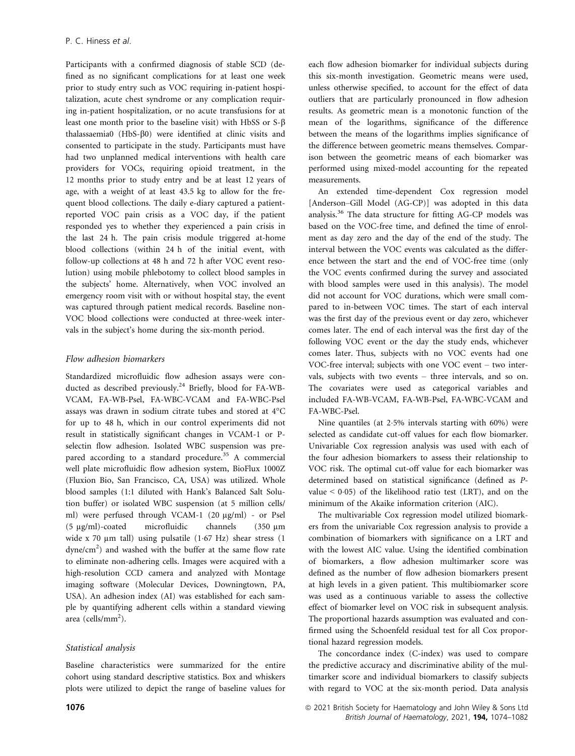Participants with a confirmed diagnosis of stable SCD (defined as no significant complications for at least one week prior to study entry such as VOC requiring in-patient hospitalization, acute chest syndrome or any complication requiring in-patient hospitalization, or no acute transfusions for at least one month prior to the baseline visit) with HbSS or S-β thalassaemia0 (HbS-β0) were identified at clinic visits and consented to participate in the study. Participants must have had two unplanned medical interventions with health care providers for VOCs, requiring opioid treatment, in the 12 months prior to study entry and be at least 12 years of age, with a weight of at least 43.5 kg to allow for the frequent blood collections. The daily e-diary captured a patient-reported VOC pain crisis as a VOC day, if the patient responded yes to whether they experienced a pain crisis in the last 24 h. The pain crisis module triggered at-home blood collections (within 24 h of the initial event, with follow-up collections at 48 h and 72 h after VOC event resolution) using mobile phlebotomy to collect blood samples in the subjects' home. Alternatively, when VOC involved an emergency room visit with or without hospital stay, the event was captured through patient medical records. Baseline non-VOC blood collections were conducted at three-week intervals in the subject's home during the six-month period.

### Flow adhesion biomarkers

Standardized microfluidic flow adhesion assays were conducted as described previously.[24] Briefly, blood for FA-WB-VCAM, FA-WB-Psel, FA-WBC-VCAM and FA-WBC-Psel assays was drawn in sodium citrate tubes and stored at 4°C for up to 48 h, which in our control experiments did not result in statistically significant changes in VCAM-1 or P-selectin flow adhesion. Isolated WBC suspension was prepared according to a standard procedure.[35] A commercial well plate microfluidic flow adhesion system, BioFlux 1000Z (Fluxion Bio, San Francisco, CA, USA) was utilized. Whole blood samples (1:1 diluted with Hank's Balanced Salt Solution buffer) or isolated WBC suspension (at 5 million cells/ml) were perfused through VCAM-1 (20 μg/ml) - or Psel (5 μg/ml)-coated microfluidic channels (350 μm wide x 70 μm tall) using pulsatile (1·67 Hz) shear stress (1 dyne/cm$^2$) and washed with the buffer at the same flow rate to eliminate non-adhering cells. Images were acquired with a high-resolution CCD camera and analyzed with Montage imaging software (Molecular Devices, Downingtown, PA, USA). An adhesion index (AI) was established for each sample by quantifying adherent cells within a standard viewing area (cells/mm$^2$).

### Statistical analysis

Baseline characteristics were summarized for the entire cohort using standard descriptive statistics. Box and whiskers plots were utilized to depict the range of baseline values for each flow adhesion biomarker for individual subjects during this six-month investigation. Geometric means were used, unless otherwise specified, to account for the effect of data outliers that are particularly pronounced in flow adhesion results. As geometric mean is a monotonic function of the mean of the logarithms, significance of the difference between the means of the logarithms implies significance of the difference between geometric means themselves. Comparison between the geometric means of each biomarker was performed using mixed-model accounting for the repeated measurements.

An extended time-dependent Cox regression model [Anderson–Gill Model (AG-CP)] was adopted in this data analysis.[36] The data structure for fitting AG-CP models was based on the VOC-free time, and defined the time of enrolment as day zero and the day of the end of the study. The interval between the VOC events was calculated as the difference between the start and the end of VOC-free time (only the VOC events confirmed during the survey and associated with blood samples were used in this analysis). The model did not account for VOC durations, which were small compared to in-between VOC times. The start of each interval was the first day of the previous event or day zero, whichever comes later. The end of each interval was the first day of the following VOC event or the day the study ends, whichever comes later. Thus, subjects with no VOC events had one VOC-free interval; subjects with one VOC event – two intervals, subjects with two events – three intervals, and so on. The covariates were used as categorical variables and included FA-WB-VCAM, FA-WB-Psel, FA-WBC-VCAM and FA-WBC-Psel.

Nine quantiles (at 2·5% intervals starting with 60%) were selected as candidate cut-off values for each flow biomarker. Univariable Cox regression analysis was used with each of the four adhesion biomarkers to assess their relationship to VOC risk. The optimal cut-off value for each biomarker was determined based on statistical significance (defined as $P$-value $< 0{\cdot}05$) of the likelihood ratio test (LRT), and on the minimum of the Akaike information criterion (AIC).

The multivariable Cox regression model utilized biomarkers from the univariable Cox regression analysis to provide a combination of biomarkers with significance on a LRT and with the lowest AIC value. Using the identified combination of biomarkers, a flow adhesion multimarker score was defined as the number of flow adhesion biomarkers present at high levels in a given patient. This multibiomarker score was used as a continuous variable to assess the collective effect of biomarker level on VOC risk in subsequent analysis. The proportional hazards assumption was evaluated and confirmed using the Schoenfeld residual test for all Cox proportional hazard regression models.

The concordance index (C-index) was used to compare the predictive accuracy and discriminative ability of the multimarker score and individual biomarkers to classify subjects with regard to VOC at the six-month period. Data analysis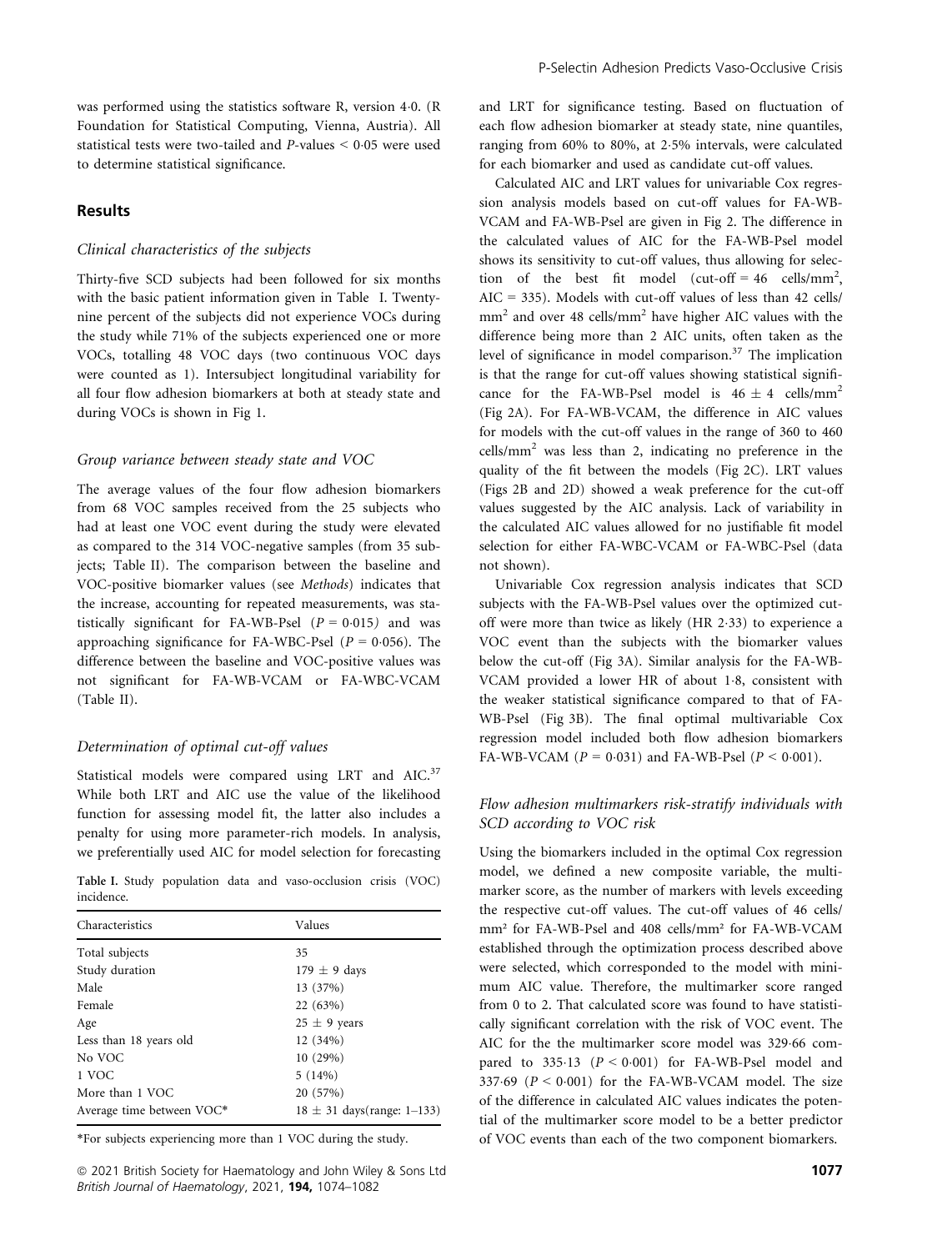was performed using the statistics software R, version 4·0. (R Foundation for Statistical Computing, Vienna, Austria). All statistical tests were two-tailed and P-values < 0·05 were used to determine statistical significance.

## Results

### *Clinical characteristics of the subjects*

Thirty-five SCD subjects had been followed for six months with the basic patient information given in Table I. Twenty-nine percent of the subjects did not experience VOCs during the study while 71% of the subjects experienced one or more VOCs, totalling 48 VOC days (two continuous VOC days were counted as 1). Intersubject longitudinal variability for all four flow adhesion biomarkers at both at steady state and during VOCs is shown in Fig 1.

### *Group variance between steady state and VOC*

The average values of the four flow adhesion biomarkers from 68 VOC samples received from the 25 subjects who had at least one VOC event during the study were elevated as compared to the 314 VOC-negative samples (from 35 subjects; Table II). The comparison between the baseline and VOC-positive biomarker values (see *Methods*) indicates that the increase, accounting for repeated measurements, was statistically significant for FA-WB-Psel ($P = 0{\cdot}015$) and was approaching significance for FA-WBC-Psel ($P = 0{\cdot}056$). The difference between the baseline and VOC-positive values was not significant for FA-WB-VCAM or FA-WBC-VCAM (Table II).

### *Determination of optimal cut-off values*

Statistical models were compared using LRT and AIC.[37] While both LRT and AIC use the value of the likelihood function for assessing model fit, the latter also includes a penalty for using more parameter-rich models. In analysis, we preferentially used AIC for model selection for forecasting and LRT for significance testing. Based on fluctuation of each flow adhesion biomarker at steady state, nine quantiles, ranging from 60% to 80%, at 2·5% intervals, were calculated for each biomarker and used as candidate cut-off values.

**Table I.** Study population data and vaso-occlusion crisis (VOC) incidence.

| Characteristics | Values |
|---|---|
| Total subjects | 35 |
| Study duration | 179 ± 9 days |
| Male | 13 (37%) |
| Female | 22 (63%) |
| Age | 25 ± 9 years |
| Less than 18 years old | 12 (34%) |
| No VOC | 10 (29%) |
| 1 VOC | 5 (14%) |
| More than 1 VOC | 20 (57%) |
| Average time between VOC* | 18 ± 31 days(range: 1–133) |

*For subjects experiencing more than 1 VOC during the study.

Calculated AIC and LRT values for univariable Cox regression analysis models based on cut-off values for FA-WB-VCAM and FA-WB-Psel are given in Fig 2. The difference in the calculated values of AIC for the FA-WB-Psel model shows its sensitivity to cut-off values, thus allowing for selection of the best fit model (cut-off = 46 cells/mm$^2$, AIC = 335). Models with cut-off values of less than 42 cells/mm$^2$ and over 48 cells/mm$^2$ have higher AIC values with the difference being more than 2 AIC units, often taken as the level of significance in model comparison.[37] The implication is that the range for cut-off values showing statistical significance for the FA-WB-Psel model is $46 \pm 4$ cells/mm$^2$ (Fig 2A). For FA-WB-VCAM, the difference in AIC values for models with the cut-off values in the range of 360 to 460 cells/mm$^2$ was less than 2, indicating no preference in the quality of the fit between the models (Fig 2C). LRT values (Figs 2B and 2D) showed a weak preference for the cut-off values suggested by the AIC analysis. Lack of variability in the calculated AIC values allowed for no justifiable fit model selection for either FA-WBC-VCAM or FA-WBC-Psel (data not shown).

Univariable Cox regression analysis indicates that SCD subjects with the FA-WB-Psel values over the optimized cut-off were more than twice as likely (HR 2·33) to experience a VOC event than the subjects with the biomarker values below the cut-off (Fig 3A). Similar analysis for the FA-WB-VCAM provided a lower HR of about 1·8, consistent with the weaker statistical significance compared to that of FA-WB-Psel (Fig 3B). The final optimal multivariable Cox regression model included both flow adhesion biomarkers FA-WB-VCAM ($P = 0{\cdot}031$) and FA-WB-Psel ($P < 0{\cdot}001$).

### *Flow adhesion multimarkers risk-stratify individuals with SCD according to VOC risk*

Using the biomarkers included in the optimal Cox regression model, we defined a new composite variable, the multimarker score, as the number of markers with levels exceeding the respective cut-off values. The cut-off values of 46 cells/mm² for FA-WB-Psel and 408 cells/mm² for FA-WB-VCAM established through the optimization process described above were selected, which corresponded to the model with minimum AIC value. Therefore, the multimarker score ranged from 0 to 2. That calculated score was found to have statistically significant correlation with the risk of VOC event. The AIC for the the multimarker score model was 329·66 compared to 335·13 ($P < 0{\cdot}001$) for FA-WB-Psel model and 337·69 ($P < 0{\cdot}001$) for the FA-WB-VCAM model. The size of the difference in calculated AIC values indicates the potential of the multimarker score model to be a better predictor of VOC events than each of the two component biomarkers.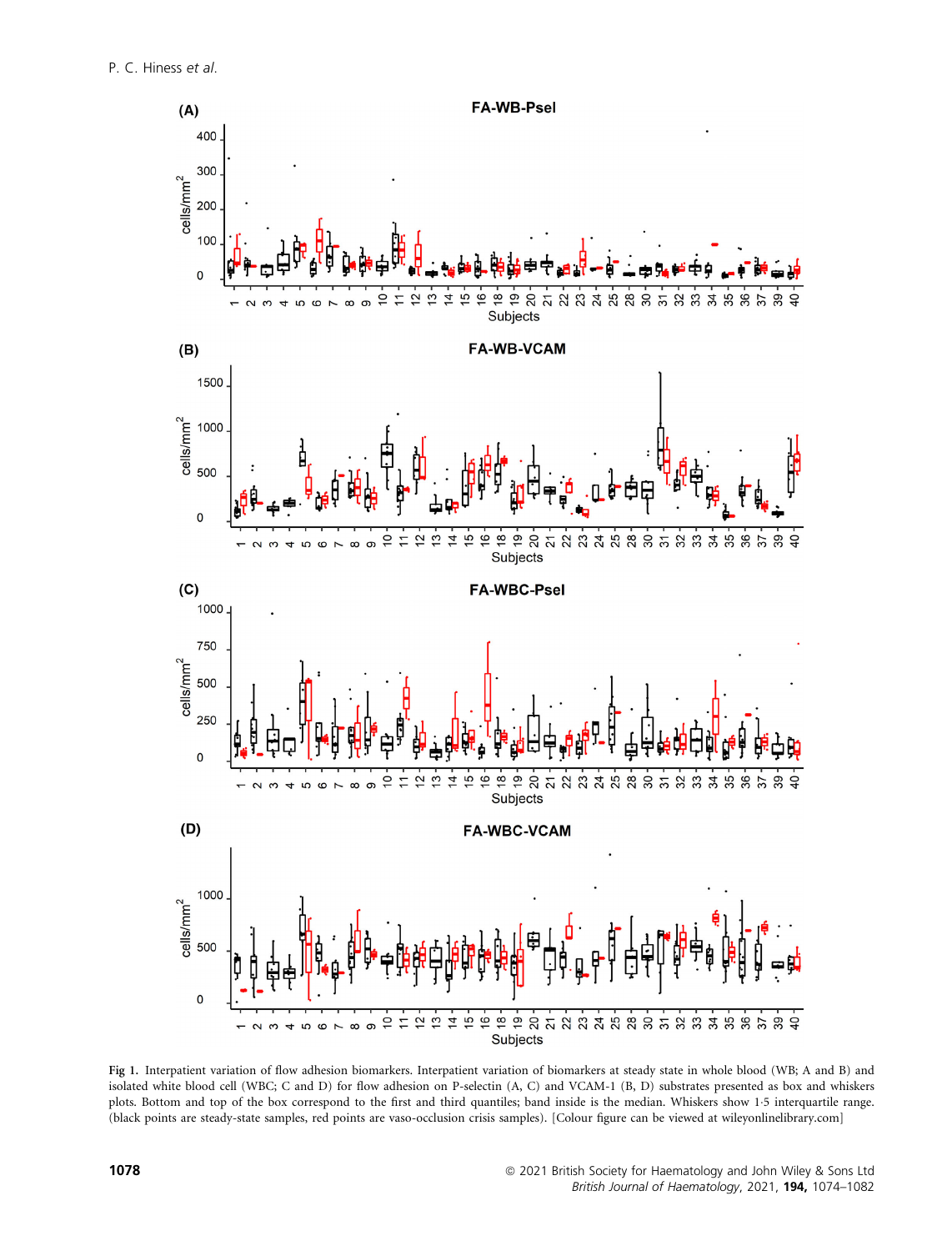Fig 1. Interpatient variation of flow adhesion biomarkers. Interpatient variation of biomarkers at steady state in whole blood (WB; A and B) and isolated white blood cell (WBC; C and D) for flow adhesion on P-selectin (A, C) and VCAM-1 (B, D) substrates presented as box and whiskers plots. Bottom and top of the box correspond to the first and third quantiles; band inside is the median. Whiskers show 1·5 interquartile range. (black points are steady-state samples, red points are vaso-occlusion crisis samples). [Colour figure can be viewed at wileyonlinelibrary.com]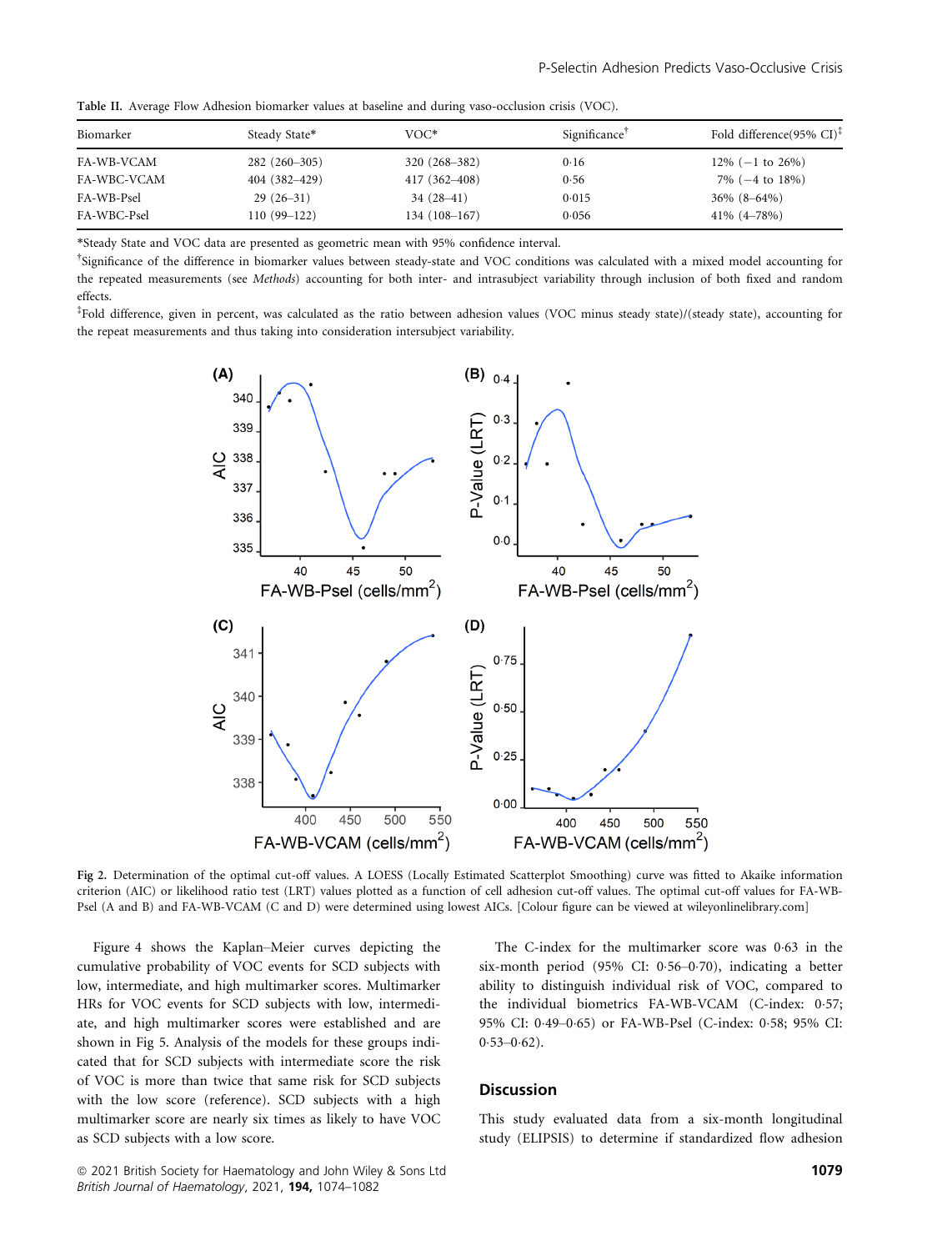Table II. Average Flow Adhesion biomarker values at baseline and during vaso-occlusion crisis (VOC).

| Biomarker | Steady State* | VOC* | Significance† | Fold difference(95% CI)‡ |
|---|---|---|---|---|
| FA-WB-VCAM | 282 (260–305) | 320 (268–382) | 0·16 | 12% (−1 to 26%) |
| FA-WBC-VCAM | 404 (382–429) | 417 (362–408) | 0·56 | 7% (−4 to 18%) |
| FA-WB-Psel | 29 (26–31) | 34 (28–41) | 0·015 | 36% (8–64%) |
| FA-WBC-Psel | 110 (99–122) | 134 (108–167) | 0·056 | 41% (4–78%) |

*Steady State and VOC data are presented as geometric mean with 95% confidence interval.

†Significance of the difference in biomarker values between steady-state and VOC conditions was calculated with a mixed model accounting for the repeated measurements (see *Methods*) accounting for both inter- and intrasubject variability through inclusion of both fixed and random effects.

‡Fold difference, given in percent, was calculated as the ratio between adhesion values (VOC minus steady state)/(steady state), accounting for the repeat measurements and thus taking into consideration intersubject variability.

Fig 2. Determination of the optimal cut-off values. A LOESS (Locally Estimated Scatterplot Smoothing) curve was fitted to Akaike information criterion (AIC) or likelihood ratio test (LRT) values plotted as a function of cell adhesion cut-off values. The optimal cut-off values for FA-WB-Psel (A and B) and FA-WB-VCAM (C and D) were determined using lowest AICs. [Colour figure can be viewed at wileyonlinelibrary.com]

Figure 4 shows the Kaplan–Meier curves depicting the cumulative probability of VOC events for SCD subjects with low, intermediate, and high multimarker scores. Multimarker HRs for VOC events for SCD subjects with low, intermediate, and high multimarker scores were established and are shown in Fig 5. Analysis of the models for these groups indicated that for SCD subjects with intermediate score the risk of VOC is more than twice that same risk for SCD subjects with the low score (reference). SCD subjects with a high multimarker score are nearly six times as likely to have VOC as SCD subjects with a low score.

The C-index for the multimarker score was 0·63 in the six-month period (95% CI: 0·56–0·70), indicating a better ability to distinguish individual risk of VOC, compared to the individual biometrics FA-WB-VCAM (C-index: 0·57; 95% CI: 0·49–0·65) or FA-WB-Psel (C-index: 0·58; 95% CI: 0·53–0·62).

## Discussion

This study evaluated data from a six-month longitudinal study (ELIPSIS) to determine if standardized flow adhesion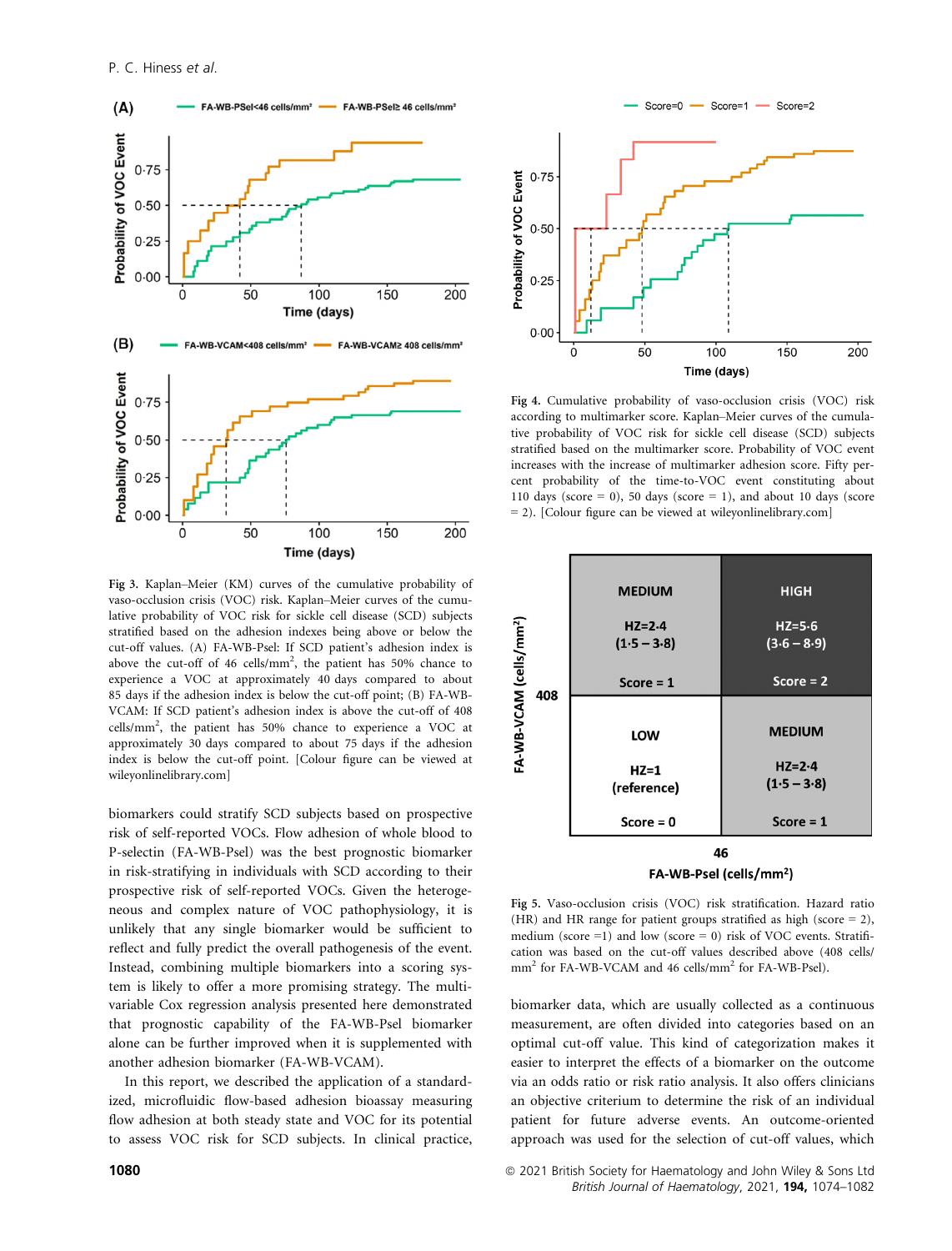Fig 3. Kaplan–Meier (KM) curves of the cumulative probability of vaso-occlusion crisis (VOC) risk. Kaplan–Meier curves of the cumulative probability of VOC risk for sickle cell disease (SCD) subjects stratified based on the adhesion indexes being above or below the cut-off values. (A) FA-WB-Psel: If SCD patient's adhesion index is above the cut-off of 46 cells/mm$^2$, the patient has 50% chance to experience a VOC at approximately 40 days compared to about 85 days if the adhesion index is below the cut-off point; (B) FA-WB-VCAM: If SCD patient's adhesion index is above the cut-off of 408 cells/mm$^2$, the patient has 50% chance to experience a VOC at approximately 30 days compared to about 75 days if the adhesion index is below the cut-off point. [Colour figure can be viewed at wileyonlinelibrary.com]

Fig 4. Cumulative probability of vaso-occlusion crisis (VOC) risk according to multimarker score. Kaplan–Meier curves of the cumulative probability of VOC risk for sickle cell disease (SCD) subjects stratified based on the multimarker score. Probability of VOC event increases with the increase of multimarker adhesion score. Fifty percent probability of the time-to-VOC event constituting about 110 days (score = 0), 50 days (score = 1), and about 10 days (score = 2). [Colour figure can be viewed at wileyonlinelibrary.com]

| FA-WB-VCAM (cells/mm$^2$) | FA-WB-Psel < 46 cells/mm$^2$ | FA-WB-Psel ≥ 46 cells/mm$^2$ |
|---|---|---|
| ≥ 408 | MEDIUM<br>HZ=2·4<br>(1·5 – 3·8)<br>Score = 1 | HIGH<br>HZ=5·6<br>(3·6 – 8·9)<br>Score = 2 |
| < 408 | LOW<br>HZ=1<br>(reference)<br>Score = 0 | MEDIUM<br>HZ=2·4<br>(1·5 – 3·8)<br>Score = 1 |

Fig 5. Vaso-occlusion crisis (VOC) risk stratification. Hazard ratio (HR) and HR range for patient groups stratified as high (score = 2), medium (score =1) and low (score = 0) risk of VOC events. Stratification was based on the cut-off values described above (408 cells/mm$^2$ for FA-WB-VCAM and 46 cells/mm$^2$ for FA-WB-Psel).

biomarkers could stratify SCD subjects based on prospective risk of self-reported VOCs. Flow adhesion of whole blood to P-selectin (FA-WB-Psel) was the best prognostic biomarker in risk-stratifying in individuals with SCD according to their prospective risk of self-reported VOCs. Given the heterogeneous and complex nature of VOC pathophysiology, it is unlikely that any single biomarker would be sufficient to reflect and fully predict the overall pathogenesis of the event. Instead, combining multiple biomarkers into a scoring system is likely to offer a more promising strategy. The multivariable Cox regression analysis presented here demonstrated that prognostic capability of the FA-WB-Psel biomarker alone can be further improved when it is supplemented with another adhesion biomarker (FA-WB-VCAM).

In this report, we described the application of a standardized, microfluidic flow-based adhesion bioassay measuring flow adhesion at both steady state and VOC for its potential to assess VOC risk for SCD subjects. In clinical practice, biomarker data, which are usually collected as a continuous measurement, are often divided into categories based on an optimal cut-off value. This kind of categorization makes it easier to interpret the effects of a biomarker on the outcome via an odds ratio or risk ratio analysis. It also offers clinicians an objective criterium to determine the risk of an individual patient for future adverse events. An outcome-oriented approach was used for the selection of cut-off values, which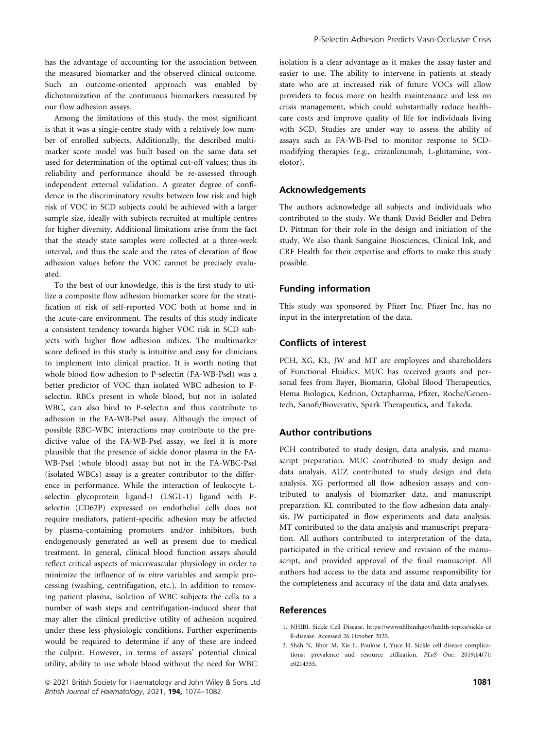has the advantage of accounting for the association between the measured biomarker and the observed clinical outcome. Such an outcome-oriented approach was enabled by dichotomization of the continuous biomarkers measured by our flow adhesion assays.

Among the limitations of this study, the most significant is that it was a single-centre study with a relatively low number of enrolled subjects. Additionally, the described multimarker score model was built based on the same data set used for determination of the optimal cut-off values; thus its reliability and performance should be re-assessed through independent external validation. A greater degree of confidence in the discriminatory results between low risk and high risk of VOC in SCD subjects could be achieved with a larger sample size, ideally with subjects recruited at multiple centres for higher diversity. Additional limitations arise from the fact that the steady state samples were collected at a three-week interval, and thus the scale and the rates of elevation of flow adhesion values before the VOC cannot be precisely evaluated.

To the best of our knowledge, this is the first study to utilize a composite flow adhesion biomarker score for the stratification of risk of self-reported VOC both at home and in the acute-care environment. The results of this study indicate a consistent tendency towards higher VOC risk in SCD subjects with higher flow adhesion indices. The multimarker score defined in this study is intuitive and easy for clinicians to implement into clinical practice. It is worth noting that whole blood flow adhesion to P-selectin (FA-WB-Psel) was a better predictor of VOC than isolated WBC adhesion to P-selectin. RBCs present in whole blood, but not in isolated WBC, can also bind to P-selectin and thus contribute to adhesion in the FA-WB-Psel assay. Although the impact of possible RBC–WBC interactions may contribute to the predictive value of the FA-WB-Psel assay, we feel it is more plausible that the presence of sickle donor plasma in the FA-WB-Psel (whole blood) assay but not in the FA-WBC-Psel (isolated WBCs) assay is a greater contributor to the difference in performance. While the interaction of leukocyte L-selectin glycoprotein ligand-1 (LSGL-1) ligand with P-selectin (CD62P) expressed on endothelial cells does not require mediators, patient-specific adhesion may be affected by plasma-containing promoters and/or inhibitors, both endogenously generated as well as present due to medical treatment. In general, clinical blood function assays should reflect critical aspects of microvascular physiology in order to minimize the influence of *in vitro* variables and sample processing (washing, centrifugation, etc.). In addition to removing patient plasma, isolation of WBC subjects the cells to a number of wash steps and centrifugation-induced shear that may alter the clinical predictive utility of adhesion acquired under these less physiologic conditions. Further experiments would be required to determine if any of these are indeed the culprit. However, in terms of assays' potential clinical utility, ability to use whole blood without the need for WBC isolation is a clear advantage as it makes the assay faster and easier to use. The ability to intervene in patients at steady state who are at increased risk of future VOCs will allow providers to focus more on health maintenance and less on crisis management, which could substantially reduce healthcare costs and improve quality of life for individuals living with SCD. Studies are under way to assess the ability of assays such as FA-WB-Psel to monitor response to SCD-modifying therapies (e.g., crizanlizumab, L-glutamine, voxelotor).

## Acknowledgements

The authors acknowledge all subjects and individuals who contributed to the study. We thank David Beidler and Debra D. Pittman for their role in the design and initiation of the study. We also thank Sanguine Biosciences, Clinical Ink, and CRF Health for their expertise and efforts to make this study possible.

## Funding information

This study was sponsored by Pfizer Inc. Pfizer Inc. has no input in the interpretation of the data.

## Conflicts of interest

PCH, XG, KL, JW and MT are employees and shareholders of Functional Fluidics. MUC has received grants and personal fees from Bayer, Biomarin, Global Blood Therapeutics, Hema Biologics, Kedrion, Octapharma, Pfizer, Roche/Genentech, Sanofi/Bioverativ, Spark Therapeutics, and Takeda.

## Author contributions

PCH contributed to study design, data analysis, and manuscript preparation. MUC contributed to study design and data analysis. AUZ contributed to study design and data analysis. XG performed all flow adhesion assays and contributed to analysis of biomarker data, and manuscript preparation. KL contributed to the flow adhesion data analysis. JW participated in flow experiments and data analysis. MT contributed to the data analysis and manuscript preparation. All authors contributed to interpretation of the data, participated in the critical review and revision of the manuscript, and provided approval of the final manuscript. All authors had access to the data and assume responsibility for the completeness and accuracy of the data and data analyses.

## References

1. NHIBI. Sickle Cell Disease. https://wwwnhlbinihgov/health-topics/sickle-cell-disease. Accessed 26 October 2020.
2. Shah N, Bhor M, Xie L, Paulose J, Yuce H. Sickle cell disease complications: prevalence and resource utilization. *PLoS One*. 2019;**14**(7):e0214355.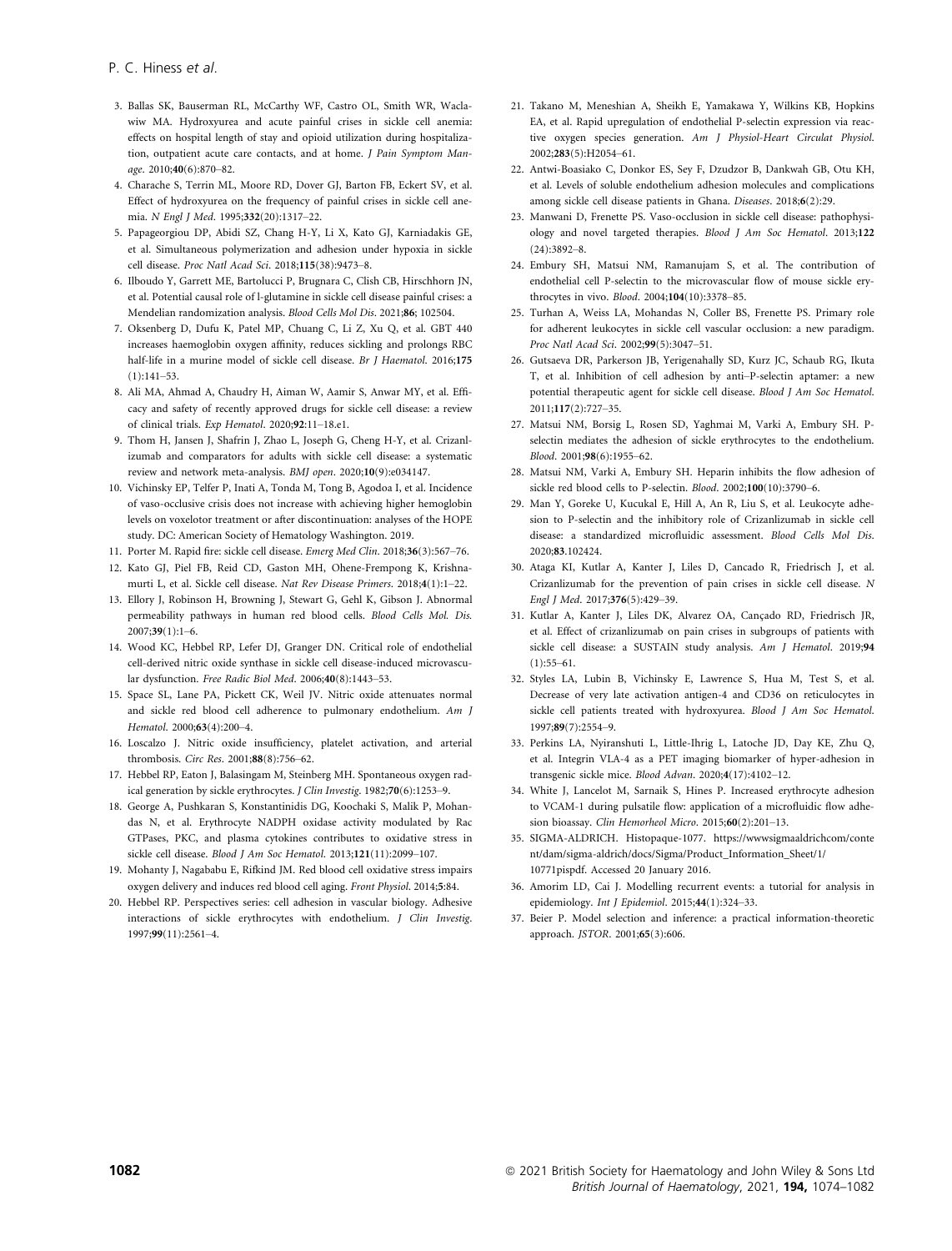3. Ballas SK, Bauserman RL, McCarthy WF, Castro OL, Smith WR, Waclawiw MA. Hydroxyurea and acute painful crises in sickle cell anemia: effects on hospital length of stay and opioid utilization during hospitalization, outpatient acute care contacts, and at home. *J Pain Symptom Manage*. 2010;**40**(6):870–82.
4. Charache S, Terrin ML, Moore RD, Dover GJ, Barton FB, Eckert SV, et al. Effect of hydroxyurea on the frequency of painful crises in sickle cell anemia. *N Engl J Med*. 1995;**332**(20):1317–22.
5. Papageorgiou DP, Abidi SZ, Chang H-Y, Li X, Kato GJ, Karniadakis GE, et al. Simultaneous polymerization and adhesion under hypoxia in sickle cell disease. *Proc Natl Acad Sci*. 2018;**115**(38):9473–8.
6. Ilboudo Y, Garrett ME, Bartolucci P, Brugnara C, Clish CB, Hirschhorn JN, et al. Potential causal role of l-glutamine in sickle cell disease painful crises: a Mendelian randomization analysis. *Blood Cells Mol Dis*. 2021;**86**; 102504.
7. Oksenberg D, Dufu K, Patel MP, Chuang C, Li Z, Xu Q, et al. GBT 440 increases haemoglobin oxygen affinity, reduces sickling and prolongs RBC half-life in a murine model of sickle cell disease. *Br J Haematol*. 2016;**175**(1):141–53.
8. Ali MA, Ahmad A, Chaudry H, Aiman W, Aamir S, Anwar MY, et al. Efficacy and safety of recently approved drugs for sickle cell disease: a review of clinical trials. *Exp Hematol*. 2020;**92**:11–18.e1.
9. Thom H, Jansen J, Shafrin J, Zhao L, Joseph G, Cheng H-Y, et al. Crizanlizumab and comparators for adults with sickle cell disease: a systematic review and network meta-analysis. *BMJ open*. 2020;**10**(9):e034147.
10. Vichinsky EP, Telfer P, Inati A, Tonda M, Tong B, Agodoa I, et al. Incidence of vaso-occlusive crisis does not increase with achieving higher hemoglobin levels on voxelotor treatment or after discontinuation: analyses of the HOPE study. DC: American Society of Hematology Washington. 2019.
11. Porter M. Rapid fire: sickle cell disease. *Emerg Med Clin*. 2018;**36**(3):567–76.
12. Kato GJ, Piel FB, Reid CD, Gaston MH, Ohene-Frempong K, Krishnamurti L, et al. Sickle cell disease. *Nat Rev Disease Primers*. 2018;**4**(1):1–22.
13. Ellory J, Robinson H, Browning J, Stewart G, Gehl K, Gibson J. Abnormal permeability pathways in human red blood cells. *Blood Cells Mol. Dis.* 2007;**39**(1):1–6.
14. Wood KC, Hebbel RP, Lefer DJ, Granger DN. Critical role of endothelial cell-derived nitric oxide synthase in sickle cell disease-induced microvascular dysfunction. *Free Radic Biol Med*. 2006;**40**(8):1443–53.
15. Space SL, Lane PA, Pickett CK, Weil JV. Nitric oxide attenuates normal and sickle red blood cell adherence to pulmonary endothelium. *Am J Hematol*. 2000;**63**(4):200–4.
16. Loscalzo J. Nitric oxide insufficiency, platelet activation, and arterial thrombosis. *Circ Res*. 2001;**88**(8):756–62.
17. Hebbel RP, Eaton J, Balasingam M, Steinberg MH. Spontaneous oxygen radical generation by sickle erythrocytes. *J Clin Investig*. 1982;**70**(6):1253–9.
18. George A, Pushkaran S, Konstantinidis DG, Koochaki S, Malik P, Mohandas N, et al. Erythrocyte NADPH oxidase activity modulated by Rac GTPases, PKC, and plasma cytokines contributes to oxidative stress in sickle cell disease. *Blood J Am Soc Hematol*. 2013;**121**(11):2099–107.
19. Mohanty J, Nagababu E, Rifkind JM. Red blood cell oxidative stress impairs oxygen delivery and induces red blood cell aging. *Front Physiol*. 2014;**5**:84.
20. Hebbel RP. Perspectives series: cell adhesion in vascular biology. Adhesive interactions of sickle erythrocytes with endothelium. *J Clin Investig*. 1997;**99**(11):2561–4.
21. Takano M, Meneshian A, Sheikh E, Yamakawa Y, Wilkins KB, Hopkins EA, et al. Rapid upregulation of endothelial P-selectin expression via reactive oxygen species generation. *Am J Physiol-Heart Circulat Physiol*. 2002;**283**(5):H2054–61.
22. Antwi-Boasiako C, Donkor ES, Sey F, Dzudzor B, Dankwah GB, Otu KH, et al. Levels of soluble endothelium adhesion molecules and complications among sickle cell disease patients in Ghana. *Diseases*. 2018;**6**(2):29.
23. Manwani D, Frenette PS. Vaso-occlusion in sickle cell disease: pathophysiology and novel targeted therapies. *Blood J Am Soc Hematol*. 2013;**122**(24):3892–8.
24. Embury SH, Matsui NM, Ramanujam S, et al. The contribution of endothelial cell P-selectin to the microvascular flow of mouse sickle erythrocytes in vivo. *Blood*. 2004;**104**(10):3378–85.
25. Turhan A, Weiss LA, Mohandas N, Coller BS, Frenette PS. Primary role for adherent leukocytes in sickle cell vascular occlusion: a new paradigm. *Proc Natl Acad Sci*. 2002;**99**(5):3047–51.
26. Gutsaeva DR, Parkerson JB, Yerigenahally SD, Kurz JC, Schaub RG, Ikuta T, et al. Inhibition of cell adhesion by anti–P-selectin aptamer: a new potential therapeutic agent for sickle cell disease. *Blood J Am Soc Hematol*. 2011;**117**(2):727–35.
27. Matsui NM, Borsig L, Rosen SD, Yaghmai M, Varki A, Embury SH. P-selectin mediates the adhesion of sickle erythrocytes to the endothelium. *Blood*. 2001;**98**(6):1955–62.
28. Matsui NM, Varki A, Embury SH. Heparin inhibits the flow adhesion of sickle red blood cells to P-selectin. *Blood*. 2002;**100**(10):3790–6.
29. Man Y, Goreke U, Kucukal E, Hill A, An R, Liu S, et al. Leukocyte adhesion to P-selectin and the inhibitory role of Crizanlizumab in sickle cell disease: a standardized microfluidic assessment. *Blood Cells Mol Dis*. 2020;**83**.102424.
30. Ataga KI, Kutlar A, Kanter J, Liles D, Cancado R, Friedrisch J, et al. Crizanlizumab for the prevention of pain crises in sickle cell disease. *N Engl J Med*. 2017;**376**(5):429–39.
31. Kutlar A, Kanter J, Liles DK, Alvarez OA, Cançado RD, Friedrisch JR, et al. Effect of crizanlizumab on pain crises in subgroups of patients with sickle cell disease: a SUSTAIN study analysis. *Am J Hematol*. 2019;**94**(1):55–61.
32. Styles LA, Lubin B, Vichinsky E, Lawrence S, Hua M, Test S, et al. Decrease of very late activation antigen-4 and CD36 on reticulocytes in sickle cell patients treated with hydroxyurea. *Blood J Am Soc Hematol*. 1997;**89**(7):2554–9.
33. Perkins LA, Nyiranshuti L, Little-Ihrig L, Latoche JD, Day KE, Zhu Q, et al. Integrin VLA-4 as a PET imaging biomarker of hyper-adhesion in transgenic sickle mice. *Blood Advan*. 2020;**4**(17):4102–12.
34. White J, Lancelot M, Sarnaik S, Hines P. Increased erythrocyte adhesion to VCAM-1 during pulsatile flow: application of a microfluidic flow adhesion bioassay. *Clin Hemorheol Micro*. 2015;**60**(2):201–13.
35. SIGMA-ALDRICH. Histopaque-1077. https://wwwsigmaaldrichcom/content/dam/sigma-aldrich/docs/Sigma/Product_Information_Sheet/1/10771pispdf. Accessed 20 January 2016.
36. Amorim LD, Cai J. Modelling recurrent events: a tutorial for analysis in epidemiology. *Int J Epidemiol*. 2015;**44**(1):324–33.
37. Beier P. Model selection and inference: a practical information-theoretic approach. *JSTOR*. 2001;**65**(3):606.